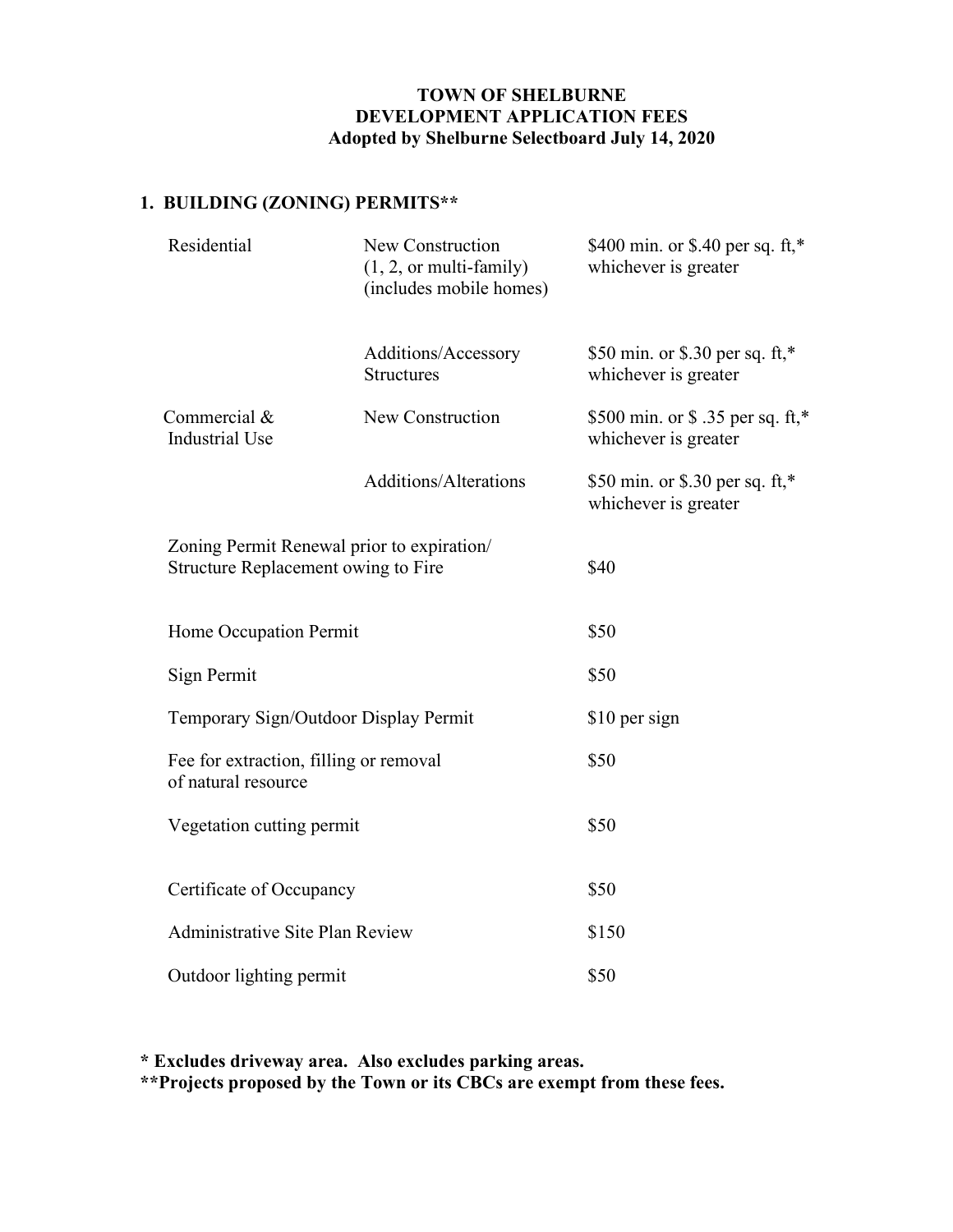**TOWN OF SHELBURNE**
**DEVELOPMENT APPLICATION FEES**
**Adopted by Shelburne Selectboard July 14, 2020**

## 1. BUILDING (ZONING) PERMITS**

| | | |
|---|---|---|
| Residential | New Construction (1, 2, or multi-family) (includes mobile homes) | $400 min. or $.40 per sq. ft,* whichever is greater |
| | Additions/Accessory Structures | $50 min. or $.30 per sq. ft,* whichever is greater |
| Commercial & Industrial Use | New Construction | $500 min. or $ .35 per sq. ft,* whichever is greater |
| | Additions/Alterations | $50 min. or $.30 per sq. ft,* whichever is greater |
| Zoning Permit Renewal prior to expiration/ Structure Replacement owing to Fire | | $40 |
| Home Occupation Permit | | $50 |
| Sign Permit | | $50 |
| Temporary Sign/Outdoor Display Permit | | $10 per sign |
| Fee for extraction, filling or removal of natural resource | | $50 |
| Vegetation cutting permit | | $50 |
| Certificate of Occupancy | | $50 |
| Administrative Site Plan Review | | $150 |
| Outdoor lighting permit | | $50 |

**\* Excludes driveway area. Also excludes parking areas.**
**\*\*Projects proposed by the Town or its CBCs are exempt from these fees.**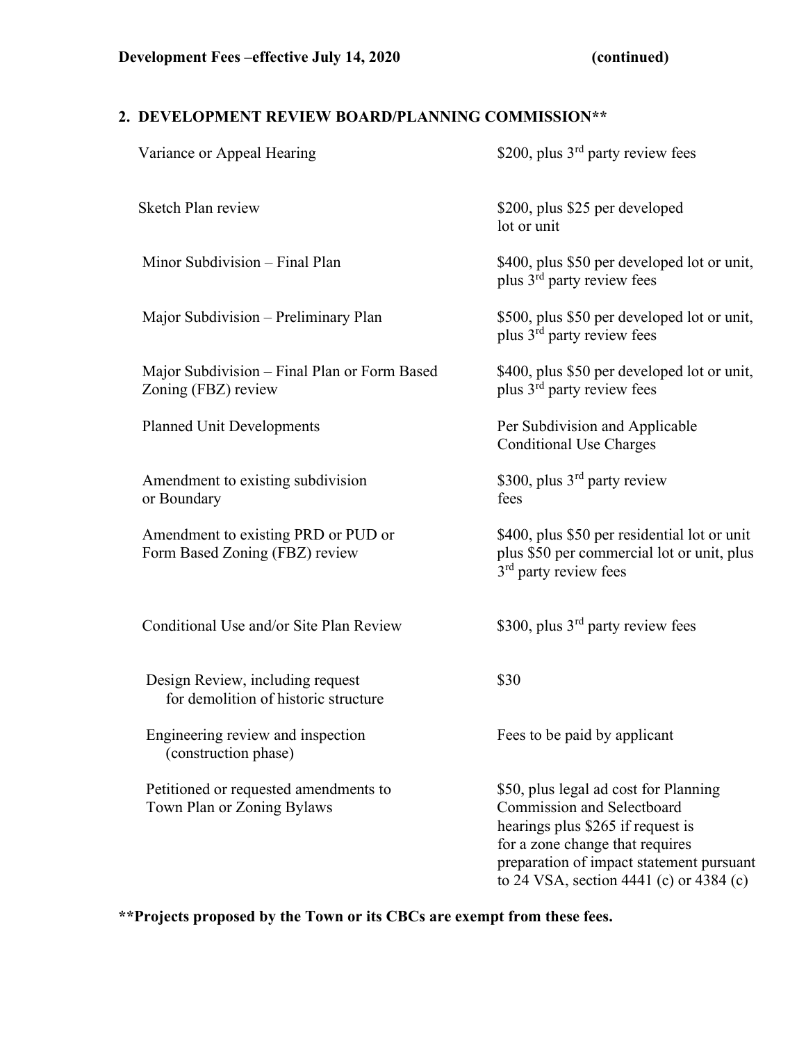**Development Fees –effective July 14, 2020 (continued)**

## 2. DEVELOPMENT REVIEW BOARD/PLANNING COMMISSION**

| | |
|---|---|
| Variance or Appeal Hearing | \$200, plus 3rd party review fees |
| Sketch Plan review | \$200, plus \$25 per developed lot or unit |
| Minor Subdivision – Final Plan | \$400, plus \$50 per developed lot or unit, plus 3rd party review fees |
| Major Subdivision – Preliminary Plan | \$500, plus \$50 per developed lot or unit, plus 3rd party review fees |
| Major Subdivision – Final Plan or Form Based Zoning (FBZ) review | \$400, plus \$50 per developed lot or unit, plus 3rd party review fees |
| Planned Unit Developments | Per Subdivision and Applicable Conditional Use Charges |
| Amendment to existing subdivision or Boundary | \$300, plus 3rd party review fees |
| Amendment to existing PRD or PUD or Form Based Zoning (FBZ) review | \$400, plus \$50 per residential lot or unit plus \$50 per commercial lot or unit, plus 3rd party review fees |
| Conditional Use and/or Site Plan Review | \$300, plus 3rd party review fees |
| Design Review, including request for demolition of historic structure | \$30 |
| Engineering review and inspection (construction phase) | Fees to be paid by applicant |
| Petitioned or requested amendments to Town Plan or Zoning Bylaws | \$50, plus legal ad cost for Planning Commission and Selectboard hearings plus \$265 if request is for a zone change that requires preparation of impact statement pursuant to 24 VSA, section 4441 (c) or 4384 (c) |

****Projects proposed by the Town or its CBCs are exempt from these fees.**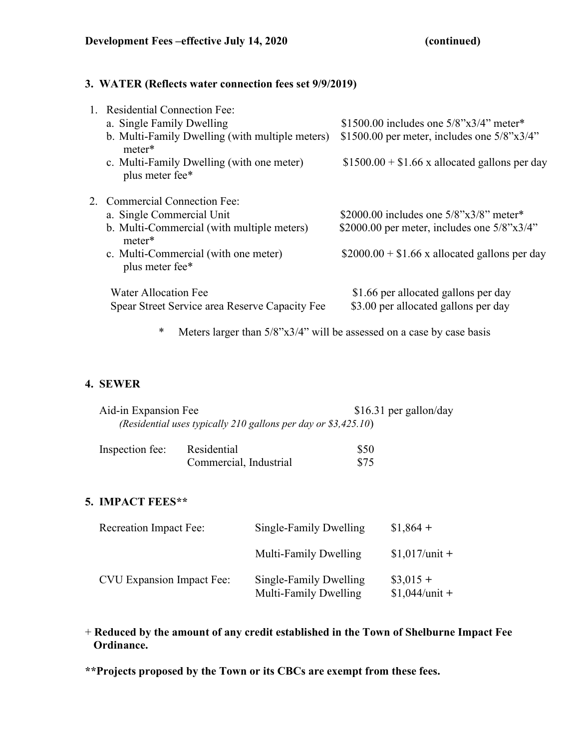**Development Fees –effective July 14, 2020 (continued)**

### 3. WATER (Reflects water connection fees set 9/9/2019)

1. Residential Connection Fee:

| | |
|---|---|
| a. Single Family Dwelling | \$1500.00 includes one 5/8"x3/4" meter* |
| b. Multi-Family Dwelling (with multiple meters) | \$1500.00 per meter, includes one 5/8"x3/4" meter* |
| c. Multi-Family Dwelling (with one meter) | \$1500.00 + \$1.66 x allocated gallons per day plus meter fee* |

2. Commercial Connection Fee:

| | |
|---|---|
| a. Single Commercial Unit | \$2000.00 includes one 5/8"x3/8" meter* |
| b. Multi-Commercial (with multiple meters) | \$2000.00 per meter, includes one 5/8"x3/4" meter* |
| c. Multi-Commercial (with one meter) | \$2000.00 + \$1.66 x allocated gallons per day plus meter fee* |

| | |
|---|---|
| Water Allocation Fee | \$1.66 per allocated gallons per day |
| Spear Street Service area Reserve Capacity Fee | \$3.00 per allocated gallons per day |

\* Meters larger than 5/8"x3/4" will be assessed on a case by case basis

### 4. SEWER

Aid-in Expansion Fee — \$16.31 per gallon/day

*(Residential uses typically 210 gallons per day or \$3,425.10)*

| Inspection fee: | | |
|---|---|---|
| | Residential | \$50 |
| | Commercial, Industrial | \$75 |

### 5. IMPACT FEES**

| | | |
|---|---|---|
| Recreation Impact Fee: | Single-Family Dwelling | \$1,864 + |
| | Multi-Family Dwelling | \$1,017/unit + |
| CVU Expansion Impact Fee: | Single-Family Dwelling | \$3,015 + |
| | Multi-Family Dwelling | \$1,044/unit + |

\+ **Reduced by the amount of any credit established in the Town of Shelburne Impact Fee Ordinance.**

****Projects proposed by the Town or its CBCs are exempt from these fees.**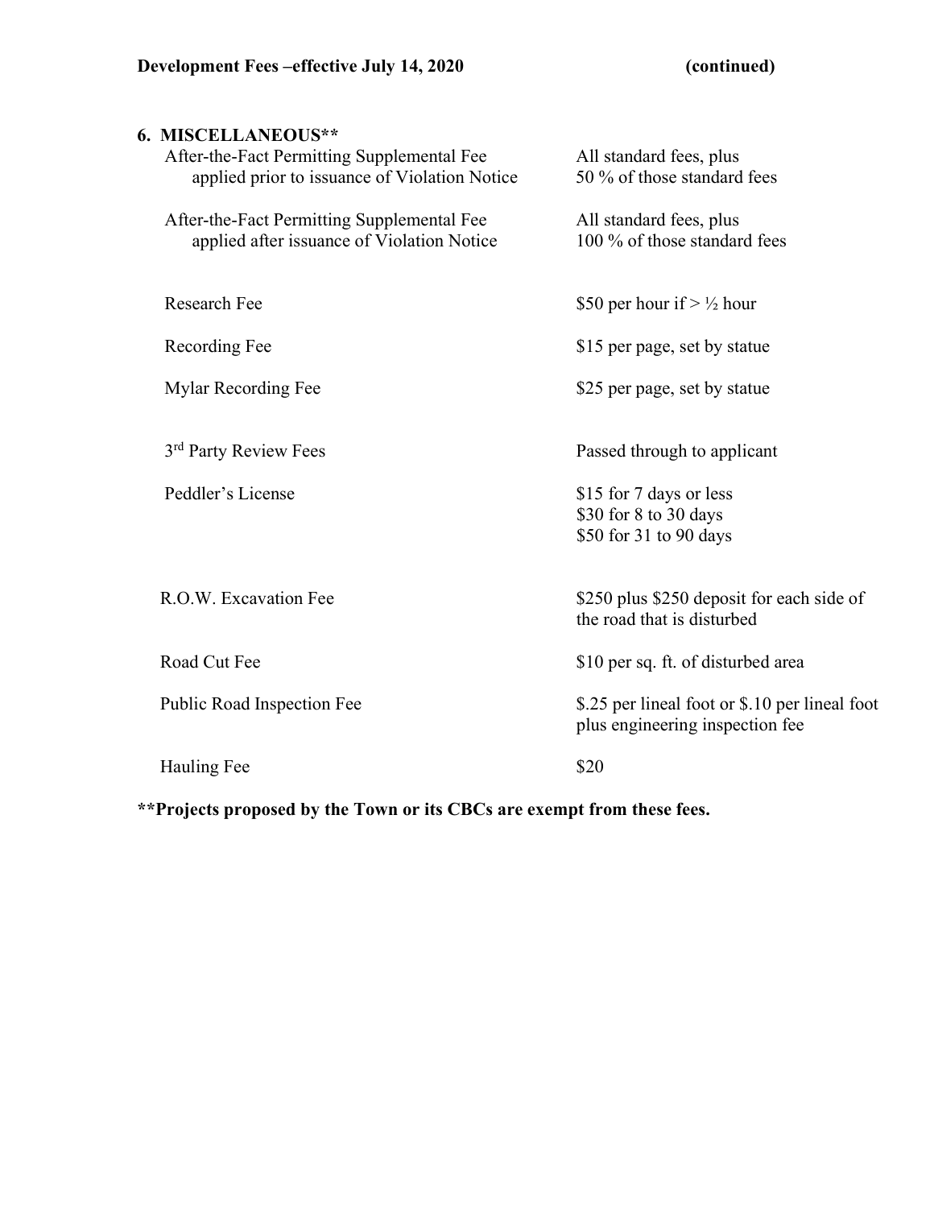**Development Fees –effective July 14, 2020 (continued)**

## 6. MISCELLANEOUS**

| | |
|---|---|
| After-the-Fact Permitting Supplemental Fee applied prior to issuance of Violation Notice | All standard fees, plus 50 % of those standard fees |
| After-the-Fact Permitting Supplemental Fee applied after issuance of Violation Notice | All standard fees, plus 100 % of those standard fees |
| Research Fee | \$50 per hour if > ½ hour |
| Recording Fee | \$15 per page, set by statue |
| Mylar Recording Fee | \$25 per page, set by statue |
| 3rd Party Review Fees | Passed through to applicant |
| Peddler's License | \$15 for 7 days or less<br>\$30 for 8 to 30 days<br>\$50 for 31 to 90 days |
| R.O.W. Excavation Fee | \$250 plus \$250 deposit for each side of the road that is disturbed |
| Road Cut Fee | \$10 per sq. ft. of disturbed area |
| Public Road Inspection Fee | \$.25 per lineal foot or \$.10 per lineal foot plus engineering inspection fee |
| Hauling Fee | \$20 |

****Projects proposed by the Town or its CBCs are exempt from these fees.**